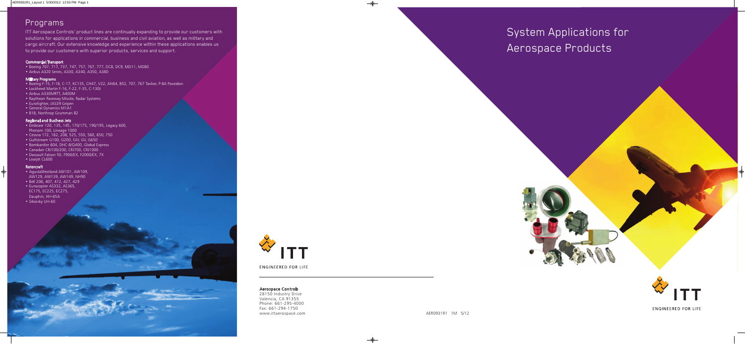## Programs

ITT Aerospace Controls' product lines are continually expanding to provide our customers with solutions for applications in commercial, business and civil aviation, as well as military and cargo aircraft. Our extensive knowledge and experience within these applications enables us to provide our customers with superior products, services and support.

**Commercial Transport**

- Boeing 707, 717, 737, 747, 757, 767, 777, DC8, DC9, MD11, MD80
- Airbus A320 Series, A330, A340, A350, A380

**Military Programs**

- Boeing F-15, F-18, C-17, KC135, CH47, V22, AH64, B52, 707, 767 Tanker, P-8A Poseidon
- Lockheed Martin F-16, F-22, F-35, C-130J
- Airbus A330MRTT, A400M
- Raytheon Paveway Missile, Radar Systems
- Eurofighter, JAS39 Gripen
- General Dynamics M1A1
- B1B, Northrop Grumman B2

**Regional and Business Jets**

- Embraer 120, 135, 145, 170/175, 190/195, Legacy 600, Phenom 100, Lineage 1000
- Cessna 172, 182, 208, 525, 550, 560, 650, 750
- Gulfstream G100, G200, GIV, GV, G650
- Bombardier 604, DHC-8/Q400, Global Express
- Canadair CRJ100/200, CRJ700, CRJ1000
- Dassault Falcon 50, F900/EX, F2000/EX, 7X
- Learjet CL600

**Rotorcraft**

- AgustaWestland AW101, AW109, AW129, AW139, AW149, NH90
- Bell 206, 407, 412, 427, 429
- Eurocopter AS332, AS365, EC175, EC225, EC275, Dauphin, HH-65A
- Sikorsky UH-60

ITT

ENGINEERED FOR LIFE

**Aerospace Controls**
28150 Industry Drive
Valencia, CA 91355
Phone: 661-295-4000
Fax: 661-294-1750
www.ittaerospace.com

AER0931R1 1M 5/12

# System Applications for Aerospace Products

ITT

ENGINEERED FOR LIFE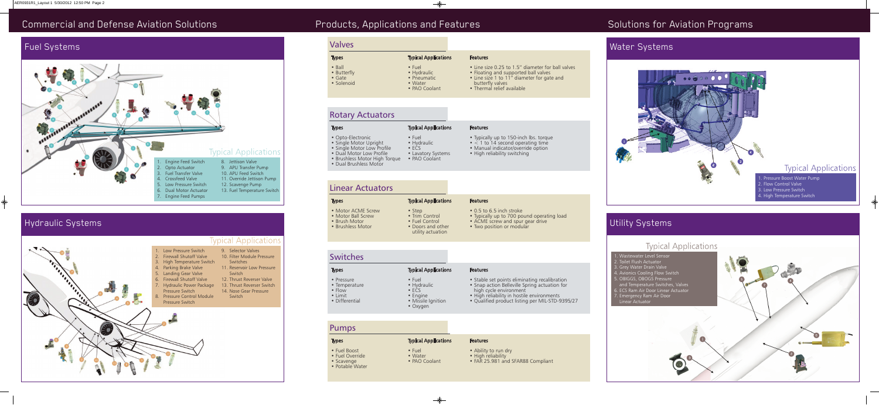# Commercial and Defense Aviation Solutions

## Fuel Systems

### Typical Applications

1. Engine Feed Switch
2. Opto Actuator
3. Fuel Transfer Valve
4. Crossfeed Valve
5. Low Pressure Switch
6. Dual Motor Actuator
7. Engine Feed Pumps
8. Jettison Valve
9. APU Transfer Pump
10. APU Feed Switch
11. Override Jettison Pump
12. Scavenge Pump
13. Fuel Temperature Switch

## Hydraulic Systems

### Typical Applications

1. Low Pressure Switch
2. Firewall Shutoff Valve
3. High Temperature Switch
4. Parking Brake Valve
5. Landing Gear Valve
6. Firewall Shutoff Valve
7. Hydraulic Power Package Pressure Switch
8. Pressure Control Module Pressure Switch
9. Selector Valves
10. Filter Module Pressure Switches
11. Reservoir Low Pressure Switch
12. Thrust Reverser Valve
13. Thrust Reverser Switch
14. Nose Gear Pressure Switch

# Products, Applications and Features

## Valves

| Types | Typical Applications | Features |
|---|---|---|
| • Ball<br>• Butterfly<br>• Gate<br>• Solenoid | • Fuel<br>• Hydraulic<br>• Pneumatic<br>• Water<br>• PAO Coolant | • Line size 0.25 to 1.5" diameter for ball valves<br>• Floating and supported ball valves<br>• Line size 1 to 11" diameter for gate and butterfly valves<br>• Thermal relief available |

## Rotary Actuators

| Types | Typical Applications | Features |
|---|---|---|
| • Opto-Electronic<br>• Single Motor Upright<br>• Single Motor Low Profile<br>• Dual Motor Low Profile<br>• Brushless Motor High Torque<br>• Dual Brushless Motor | • Fuel<br>• Hydraulic<br>• ECS<br>• Lavatory Systems<br>• PAO Coolant | • Typically up to 150-inch lbs. torque<br>• < 1 to 14 second operating time<br>• Manual indicator/override option<br>• High reliability switching |

## Linear Actuators

| Types | Typical Applications | Features |
|---|---|---|
| • Motor ACME Screw<br>• Motor Ball Screw<br>• Brush Motor<br>• Brushless Motor | • Step<br>• Trim Control<br>• Fuel Control<br>• Doors and other utility actuation | • 0.5 to 6.5 inch stroke<br>• Typically up to 700 pound operating load<br>• ACME screw and spur gear drive<br>• Two position or modular |

## Switches

| Types | Typical Applications | Features |
|---|---|---|
| • Pressure<br>• Temperature<br>• Flow<br>• Limit<br>• Differential | • Fuel<br>• Hydraulic<br>• ECS<br>• Engine<br>• Missile Ignition<br>• Oxygen | • Stable set points eliminating recalibration<br>• Snap action Belleville Spring actuation for high cycle environment<br>• High reliability in hostile environments<br>• Qualified product listing per MIL-STD-9395/27 |

## Pumps

| Types | Typical Applications | Features |
|---|---|---|
| • Fuel Boost<br>• Fuel Override<br>• Scavenge<br>• Potable Water | • Fuel<br>• Water<br>• PAO Coolant | • Ability to run dry<br>• High reliability<br>• FAR 25.981 and SFAR88 Compliant |

# Solutions for Aviation Programs

## Water Systems

### Typical Applications

1. Pressure Boost Water Pump
2. Flow Control Valve
3. Low Pressure Switch
4. High Temperature Switch

## Utility Systems

### Typical Applications

1. Wastewater Level Sensor
2. Toilet Flush Actuator
3. Grey Water Drain Valve
4. Avionics Cooling Flow Switch
5. OBIGGS, OBOGS Pressure and Temperature Switches, Valves
6. ECS Ram Air Door Linear Actuator
7. Emergency Ram Air Door Linear Actuator